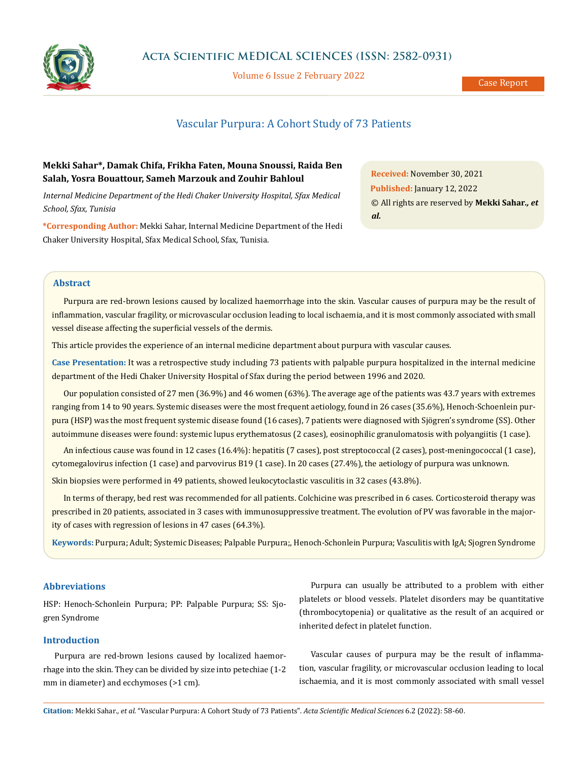Case Report

# Vascular Purpura: A Cohort Study of 73 Patients

**Mekki Sahar\*, Damak Chifa, Frikha Faten, Mouna Snoussi, Raida Ben Salah, Yosra Bouattour, Sameh Marzouk and Zouhir Bahloul**

*Internal Medicine Department of the Hedi Chaker University Hospital, Sfax Medical School, Sfax, Tunisia*

**\*Corresponding Author:** Mekki Sahar, Internal Medicine Department of the Hedi Chaker University Hospital, Sfax Medical School, Sfax, Tunisia.

**Received:** November 30, 2021
**Published:** January 12, 2022
© All rights are reserved by **Mekki Sahar.*, et al.***

## Abstract

Purpura are red-brown lesions caused by localized haemorrhage into the skin. Vascular causes of purpura may be the result of inflammation, vascular fragility, or microvascular occlusion leading to local ischaemia, and it is most commonly associated with small vessel disease affecting the superficial vessels of the dermis.

This article provides the experience of an internal medicine department about purpura with vascular causes.

**Case Presentation:** It was a retrospective study including 73 patients with palpable purpura hospitalized in the internal medicine department of the Hedi Chaker University Hospital of Sfax during the period between 1996 and 2020.

Our population consisted of 27 men (36.9%) and 46 women (63%). The average age of the patients was 43.7 years with extremes ranging from 14 to 90 years. Systemic diseases were the most frequent aetiology, found in 26 cases (35.6%), Henoch-Schoenlein purpura (HSP) was the most frequent systemic disease found (16 cases), 7 patients were diagnosed with Sjögren's syndrome (SS). Other autoimmune diseases were found: systemic lupus erythematosus (2 cases), eosinophilic granulomatosis with polyangiitis (1 case).

An infectious cause was found in 12 cases (16.4%): hepatitis (7 cases), post streptococcal (2 cases), post-meningococcal (1 case), cytomegalovirus infection (1 case) and parvovirus B19 (1 case). In 20 cases (27.4%), the aetiology of purpura was unknown.

Skin biopsies were performed in 49 patients, showed leukocytoclastic vasculitis in 32 cases (43.8%).

In terms of therapy, bed rest was recommended for all patients. Colchicine was prescribed in 6 cases. Corticosteroid therapy was prescribed in 20 patients, associated in 3 cases with immunosuppressive treatment. The evolution of PV was favorable in the majority of cases with regression of lesions in 47 cases (64.3%).

**Keywords:** Purpura; Adult; Systemic Diseases; Palpable Purpura;, Henoch-Schonlein Purpura; Vasculitis with IgA; Sjogren Syndrome

## Abbreviations

HSP: Henoch-Schonlein Purpura; PP: Palpable Purpura; SS: Sjogren Syndrome

## Introduction

Purpura are red-brown lesions caused by localized haemorrhage into the skin. They can be divided by size into petechiae (1-2 mm in diameter) and ecchymoses (>1 cm).

Purpura can usually be attributed to a problem with either platelets or blood vessels. Platelet disorders may be quantitative (thrombocytopenia) or qualitative as the result of an acquired or inherited defect in platelet function.

Vascular causes of purpura may be the result of inflammation, vascular fragility, or microvascular occlusion leading to local ischaemia, and it is most commonly associated with small vessel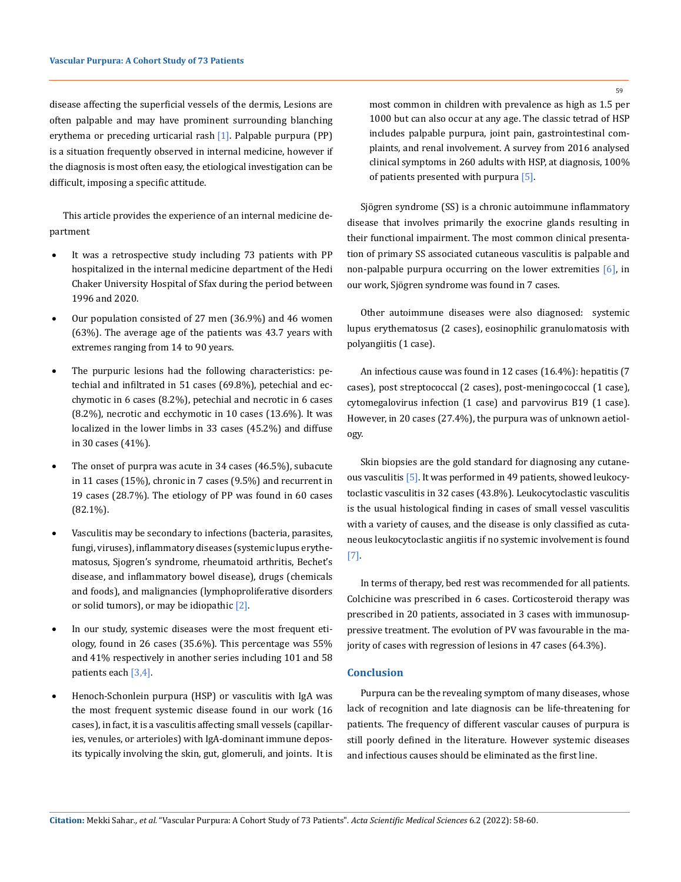disease affecting the superficial vessels of the dermis, Lesions are often palpable and may have prominent surrounding blanching erythema or preceding urticarial rash [1]. Palpable purpura (PP) is a situation frequently observed in internal medicine, however if the diagnosis is most often easy, the etiological investigation can be difficult, imposing a specific attitude.

This article provides the experience of an internal medicine department

- It was a retrospective study including 73 patients with PP hospitalized in the internal medicine department of the Hedi Chaker University Hospital of Sfax during the period between 1996 and 2020.
- Our population consisted of 27 men (36.9%) and 46 women (63%). The average age of the patients was 43.7 years with extremes ranging from 14 to 90 years.
- The purpuric lesions had the following characteristics: petechial and infiltrated in 51 cases (69.8%), petechial and ecchymotic in 6 cases (8.2%), petechial and necrotic in 6 cases (8.2%), necrotic and ecchymotic in 10 cases (13.6%). It was localized in the lower limbs in 33 cases (45.2%) and diffuse in 30 cases (41%).
- The onset of purpra was acute in 34 cases (46.5%), subacute in 11 cases (15%), chronic in 7 cases (9.5%) and recurrent in 19 cases (28.7%). The etiology of PP was found in 60 cases (82.1%).
- Vasculitis may be secondary to infections (bacteria, parasites, fungi, viruses), inflammatory diseases (systemic lupus erythematosus, Sjogren's syndrome, rheumatoid arthritis, Bechet's disease, and inflammatory bowel disease), drugs (chemicals and foods), and malignancies (lymphoproliferative disorders or solid tumors), or may be idiopathic [2].
- In our study, systemic diseases were the most frequent etiology, found in 26 cases (35.6%). This percentage was 55% and 41% respectively in another series including 101 and 58 patients each [3,4].
- Henoch-Schonlein purpura (HSP) or vasculitis with IgA was the most frequent systemic disease found in our work (16 cases), in fact, it is a vasculitis affecting small vessels (capillaries, venules, or arterioles) with IgA-dominant immune deposits typically involving the skin, gut, glomeruli, and joints. It is most common in children with prevalence as high as 1.5 per 1000 but can also occur at any age. The classic tetrad of HSP includes palpable purpura, joint pain, gastrointestinal complaints, and renal involvement. A survey from 2016 analysed clinical symptoms in 260 adults with HSP, at diagnosis, 100% of patients presented with purpura [5].

Sjögren syndrome (SS) is a chronic autoimmune inflammatory disease that involves primarily the exocrine glands resulting in their functional impairment. The most common clinical presentation of primary SS associated cutaneous vasculitis is palpable and non-palpable purpura occurring on the lower extremities [6], in our work, Sjögren syndrome was found in 7 cases.

Other autoimmune diseases were also diagnosed: systemic lupus erythematosus (2 cases), eosinophilic granulomatosis with polyangiitis (1 case).

An infectious cause was found in 12 cases (16.4%): hepatitis (7 cases), post streptococcal (2 cases), post-meningococcal (1 case), cytomegalovirus infection (1 case) and parvovirus B19 (1 case). However, in 20 cases (27.4%), the purpura was of unknown aetiology.

Skin biopsies are the gold standard for diagnosing any cutaneous vasculitis [5]. It was performed in 49 patients, showed leukocytoclastic vasculitis in 32 cases (43.8%). Leukocytoclastic vasculitis is the usual histological finding in cases of small vessel vasculitis with a variety of causes, and the disease is only classified as cutaneous leukocytoclastic angiitis if no systemic involvement is found [7].

In terms of therapy, bed rest was recommended for all patients. Colchicine was prescribed in 6 cases. Corticosteroid therapy was prescribed in 20 patients, associated in 3 cases with immunosuppressive treatment. The evolution of PV was favourable in the majority of cases with regression of lesions in 47 cases (64.3%).

## Conclusion

Purpura can be the revealing symptom of many diseases, whose lack of recognition and late diagnosis can be life-threatening for patients. The frequency of different vascular causes of purpura is still poorly defined in the literature. However systemic diseases and infectious causes should be eliminated as the first line.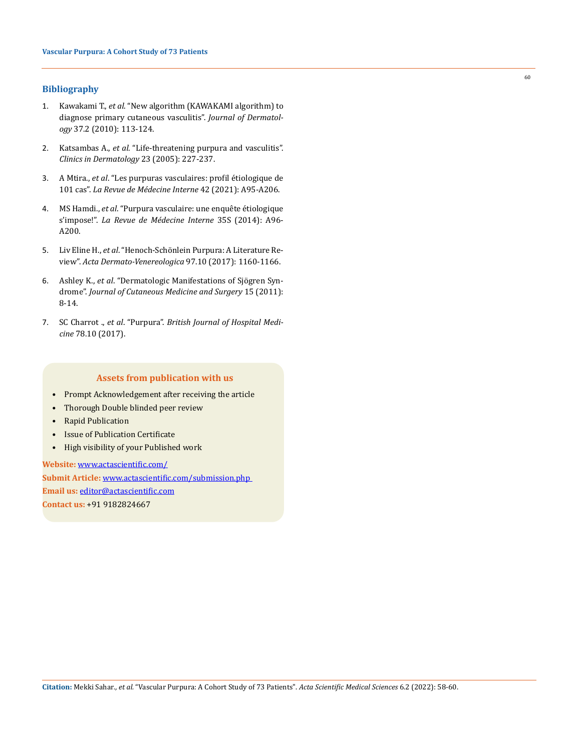## Bibliography

1. Kawakami T., *et al*. "New algorithm (KAWAKAMI algorithm) to diagnose primary cutaneous vasculitis". *Journal of Dermatology* 37.2 (2010): 113-124.

2. Katsambas A., *et al*. "Life-threatening purpura and vasculitis". *Clinics in Dermatology* 23 (2005): 227-237.

3. A Mtira., *et al*. "Les purpuras vasculaires: profil étiologique de 101 cas". *La Revue de Médecine Interne* 42 (2021): A95-A206.

4. MS Hamdi., *et al*. "Purpura vasculaire: une enquête étiologique s'impose!". *La Revue de Médecine Interne* 35S (2014): A96-A200.

5. Liv Eline H., *et al*. "Henoch-Schönlein Purpura: A Literature Review". *Acta Dermato-Venereologica* 97.10 (2017): 1160-1166.

6. Ashley K., *et al*. "Dermatologic Manifestations of Sjögren Syndrome". *Journal of Cutaneous Medicine and Surgery* 15 (2011): 8-14.

7. SC Charrot ., *et al*. "Purpura". *British Journal of Hospital Medicine* 78.10 (2017).

### Assets from publication with us

- Prompt Acknowledgement after receiving the article
- Thorough Double blinded peer review
- Rapid Publication
- Issue of Publication Certificate
- High visibility of your Published work

**Website:** www.actascientific.com/
**Submit Article:** www.actascientific.com/submission.php
**Email us:** editor@actascientific.com
**Contact us:** +91 9182824667